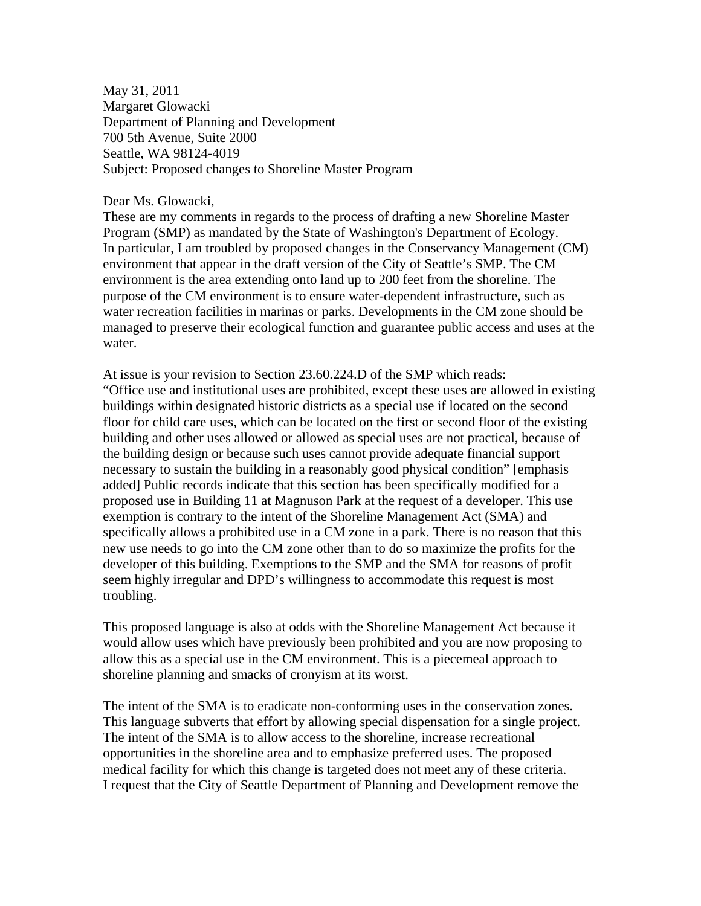May 31, 2011
Margaret Glowacki
Department of Planning and Development
700 5th Avenue, Suite 2000
Seattle, WA 98124-4019
Subject: Proposed changes to Shoreline Master Program

Dear Ms. Glowacki,
These are my comments in regards to the process of drafting a new Shoreline Master Program (SMP) as mandated by the State of Washington's Department of Ecology.
In particular, I am troubled by proposed changes in the Conservancy Management (CM) environment that appear in the draft version of the City of Seattle's SMP. The CM environment is the area extending onto land up to 200 feet from the shoreline. The purpose of the CM environment is to ensure water-dependent infrastructure, such as water recreation facilities in marinas or parks. Developments in the CM zone should be managed to preserve their ecological function and guarantee public access and uses at the water.

At issue is your revision to Section 23.60.224.D of the SMP which reads:
"Office use and institutional uses are prohibited, except these uses are allowed in existing buildings within designated historic districts as a special use if located on the second floor for child care uses, which can be located on the first or second floor of the existing building and other uses allowed or allowed as special uses are not practical, because of the building design or because such uses cannot provide adequate financial support necessary to sustain the building in a reasonably good physical condition" [emphasis added] Public records indicate that this section has been specifically modified for a proposed use in Building 11 at Magnuson Park at the request of a developer. This use exemption is contrary to the intent of the Shoreline Management Act (SMA) and specifically allows a prohibited use in a CM zone in a park. There is no reason that this new use needs to go into the CM zone other than to do so maximize the profits for the developer of this building. Exemptions to the SMP and the SMA for reasons of profit seem highly irregular and DPD's willingness to accommodate this request is most troubling.

This proposed language is also at odds with the Shoreline Management Act because it would allow uses which have previously been prohibited and you are now proposing to allow this as a special use in the CM environment. This is a piecemeal approach to shoreline planning and smacks of cronyism at its worst.

The intent of the SMA is to eradicate non-conforming uses in the conservation zones. This language subverts that effort by allowing special dispensation for a single project. The intent of the SMA is to allow access to the shoreline, increase recreational opportunities in the shoreline area and to emphasize preferred uses. The proposed medical facility for which this change is targeted does not meet any of these criteria.
I request that the City of Seattle Department of Planning and Development remove the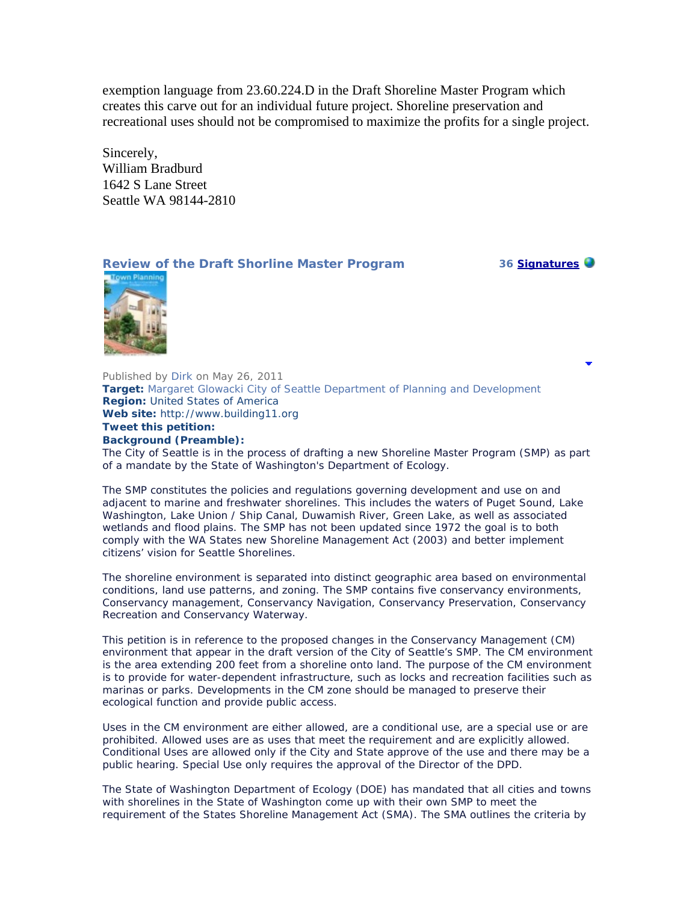exemption language from 23.60.224.D in the Draft Shoreline Master Program which creates this carve out for an individual future project. Shoreline preservation and recreational uses should not be compromised to maximize the profits for a single project.

Sincerely,
William Bradburd
1642 S Lane Street
Seattle WA 98144-2810

## Review of the Draft Shorline Master Program

**36 Signatures**

Published by Dirk on May 26, 2011
**Target:** Margaret Glowacki City of Seattle Department of Planning and Development
**Region:** United States of America
**Web site:** http://www.building11.org
**Tweet this petition:**
**Background (Preamble):**
The City of Seattle is in the process of drafting a new Shoreline Master Program (SMP) as part of a mandate by the State of Washington's Department of Ecology.

The SMP constitutes the policies and regulations governing development and use on and adjacent to marine and freshwater shorelines. This includes the waters of Puget Sound, Lake Washington, Lake Union / Ship Canal, Duwamish River, Green Lake, as well as associated wetlands and flood plains. The SMP has not been updated since 1972 the goal is to both comply with the WA States new Shoreline Management Act (2003) and better implement citizens' vision for Seattle Shorelines.

The shoreline environment is separated into distinct geographic area based on environmental conditions, land use patterns, and zoning. The SMP contains five conservancy environments, Conservancy management, Conservancy Navigation, Conservancy Preservation, Conservancy Recreation and Conservancy Waterway.

This petition is in reference to the proposed changes in the Conservancy Management (CM) environment that appear in the draft version of the City of Seattle's SMP. The CM environment is the area extending 200 feet from a shoreline onto land. The purpose of the CM environment is to provide for water-dependent infrastructure, such as locks and recreation facilities such as marinas or parks. Developments in the CM zone should be managed to preserve their ecological function and provide public access.

Uses in the CM environment are either allowed, are a conditional use, are a special use or are prohibited. Allowed uses are as uses that meet the requirement and are explicitly allowed. Conditional Uses are allowed only if the City and State approve of the use and there may be a public hearing. Special Use only requires the approval of the Director of the DPD.

The State of Washington Department of Ecology (DOE) has mandated that all cities and towns with shorelines in the State of Washington come up with their own SMP to meet the requirement of the States Shoreline Management Act (SMA). The SMA outlines the criteria by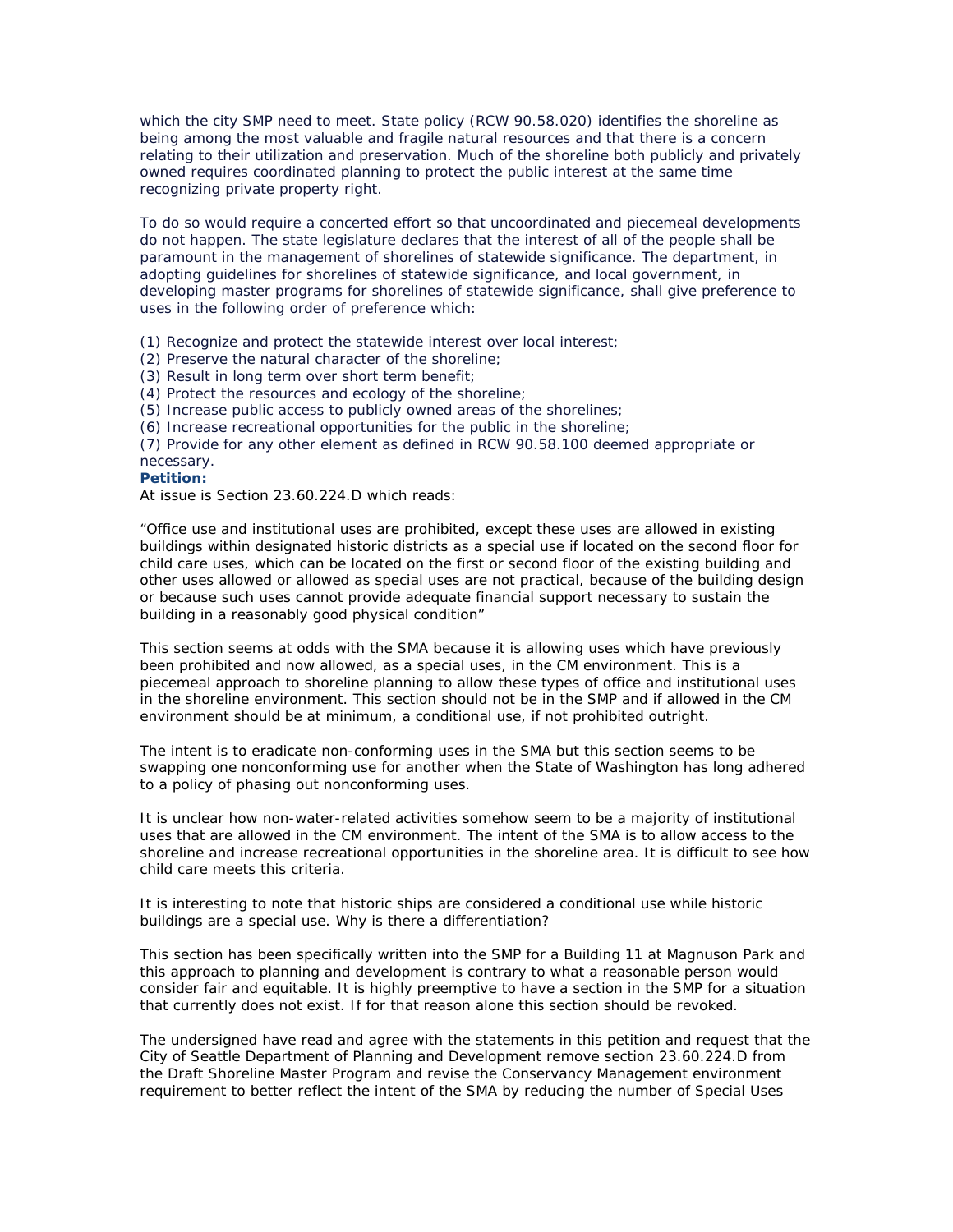which the city SMP need to meet. State policy (RCW 90.58.020) identifies the shoreline as being among the most valuable and fragile natural resources and that there is a concern relating to their utilization and preservation. Much of the shoreline both publicly and privately owned requires coordinated planning to protect the public interest at the same time recognizing private property right.

To do so would require a concerted effort so that uncoordinated and piecemeal developments do not happen. The state legislature declares that the interest of all of the people shall be paramount in the management of shorelines of statewide significance. The department, in adopting guidelines for shorelines of statewide significance, and local government, in developing master programs for shorelines of statewide significance, shall give preference to uses in the following order of preference which:

(1) Recognize and protect the statewide interest over local interest;
(2) Preserve the natural character of the shoreline;
(3) Result in long term over short term benefit;
(4) Protect the resources and ecology of the shoreline;
(5) Increase public access to publicly owned areas of the shorelines;
(6) Increase recreational opportunities for the public in the shoreline;
(7) Provide for any other element as defined in RCW 90.58.100 deemed appropriate or necessary.

**Petition:**

At issue is Section 23.60.224.D which reads:

"Office use and institutional uses are prohibited, except these uses are allowed in existing buildings within designated historic districts as a special use if located on the second floor for child care uses, which can be located on the first or second floor of the existing building and other uses allowed or allowed as special uses are not practical, because of the building design or because such uses cannot provide adequate financial support necessary to sustain the building in a reasonably good physical condition"

This section seems at odds with the SMA because it is allowing uses which have previously been prohibited and now allowed, as a special uses, in the CM environment. This is a piecemeal approach to shoreline planning to allow these types of office and institutional uses in the shoreline environment. This section should not be in the SMP and if allowed in the CM environment should be at minimum, a conditional use, if not prohibited outright.

The intent is to eradicate non-conforming uses in the SMA but this section seems to be swapping one nonconforming use for another when the State of Washington has long adhered to a policy of phasing out nonconforming uses.

It is unclear how non-water-related activities somehow seem to be a majority of institutional uses that are allowed in the CM environment. The intent of the SMA is to allow access to the shoreline and increase recreational opportunities in the shoreline area. It is difficult to see how child care meets this criteria.

It is interesting to note that historic ships are considered a conditional use while historic buildings are a special use. Why is there a differentiation?

This section has been specifically written into the SMP for a Building 11 at Magnuson Park and this approach to planning and development is contrary to what a reasonable person would consider fair and equitable. It is highly preemptive to have a section in the SMP for a situation that currently does not exist. If for that reason alone this section should be revoked.

The undersigned have read and agree with the statements in this petition and request that the City of Seattle Department of Planning and Development remove section 23.60.224.D from the Draft Shoreline Master Program and revise the Conservancy Management environment requirement to better reflect the intent of the SMA by reducing the number of Special Uses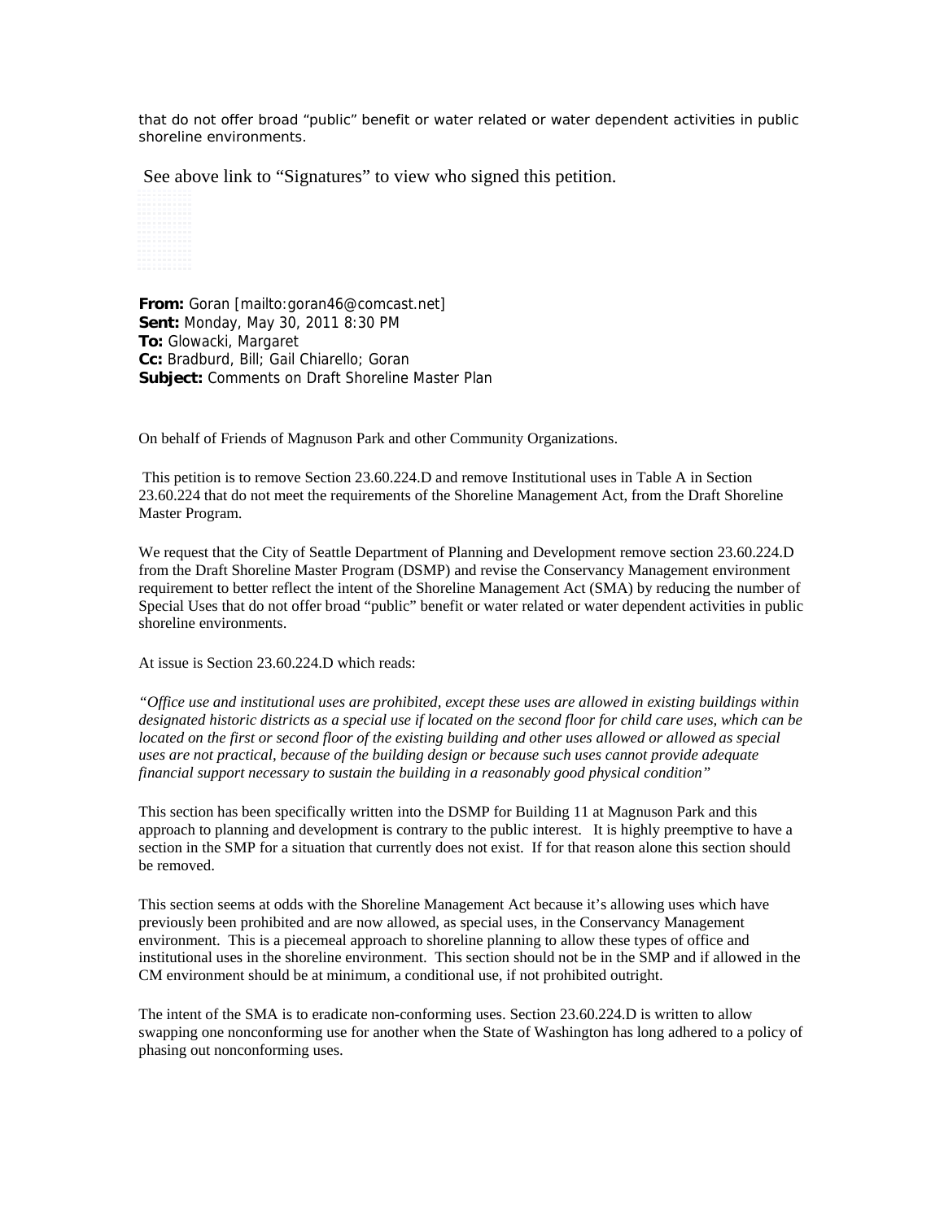that do not offer broad "public" benefit or water related or water dependent activities in public shoreline environments.

See above link to "Signatures" to view who signed this petition.

**From:** Goran [mailto:goran46@comcast.net]
**Sent:** Monday, May 30, 2011 8:30 PM
**To:** Glowacki, Margaret
**Cc:** Bradburd, Bill; Gail Chiarello; Goran
**Subject:** Comments on Draft Shoreline Master Plan

On behalf of Friends of Magnuson Park and other Community Organizations.

This petition is to remove Section 23.60.224.D and remove Institutional uses in Table A in Section 23.60.224 that do not meet the requirements of the Shoreline Management Act, from the Draft Shoreline Master Program.

We request that the City of Seattle Department of Planning and Development remove section 23.60.224.D from the Draft Shoreline Master Program (DSMP) and revise the Conservancy Management environment requirement to better reflect the intent of the Shoreline Management Act (SMA) by reducing the number of Special Uses that do not offer broad "public" benefit or water related or water dependent activities in public shoreline environments.

At issue is Section 23.60.224.D which reads:

*"Office use and institutional uses are prohibited, except these uses are allowed in existing buildings within designated historic districts as a special use if located on the second floor for child care uses, which can be located on the first or second floor of the existing building and other uses allowed or allowed as special uses are not practical, because of the building design or because such uses cannot provide adequate financial support necessary to sustain the building in a reasonably good physical condition"*

This section has been specifically written into the DSMP for Building 11 at Magnuson Park and this approach to planning and development is contrary to the public interest. It is highly preemptive to have a section in the SMP for a situation that currently does not exist. If for that reason alone this section should be removed.

This section seems at odds with the Shoreline Management Act because it's allowing uses which have previously been prohibited and are now allowed, as special uses, in the Conservancy Management environment. This is a piecemeal approach to shoreline planning to allow these types of office and institutional uses in the shoreline environment. This section should not be in the SMP and if allowed in the CM environment should be at minimum, a conditional use, if not prohibited outright.

The intent of the SMA is to eradicate non-conforming uses. Section 23.60.224.D is written to allow swapping one nonconforming use for another when the State of Washington has long adhered to a policy of phasing out nonconforming uses.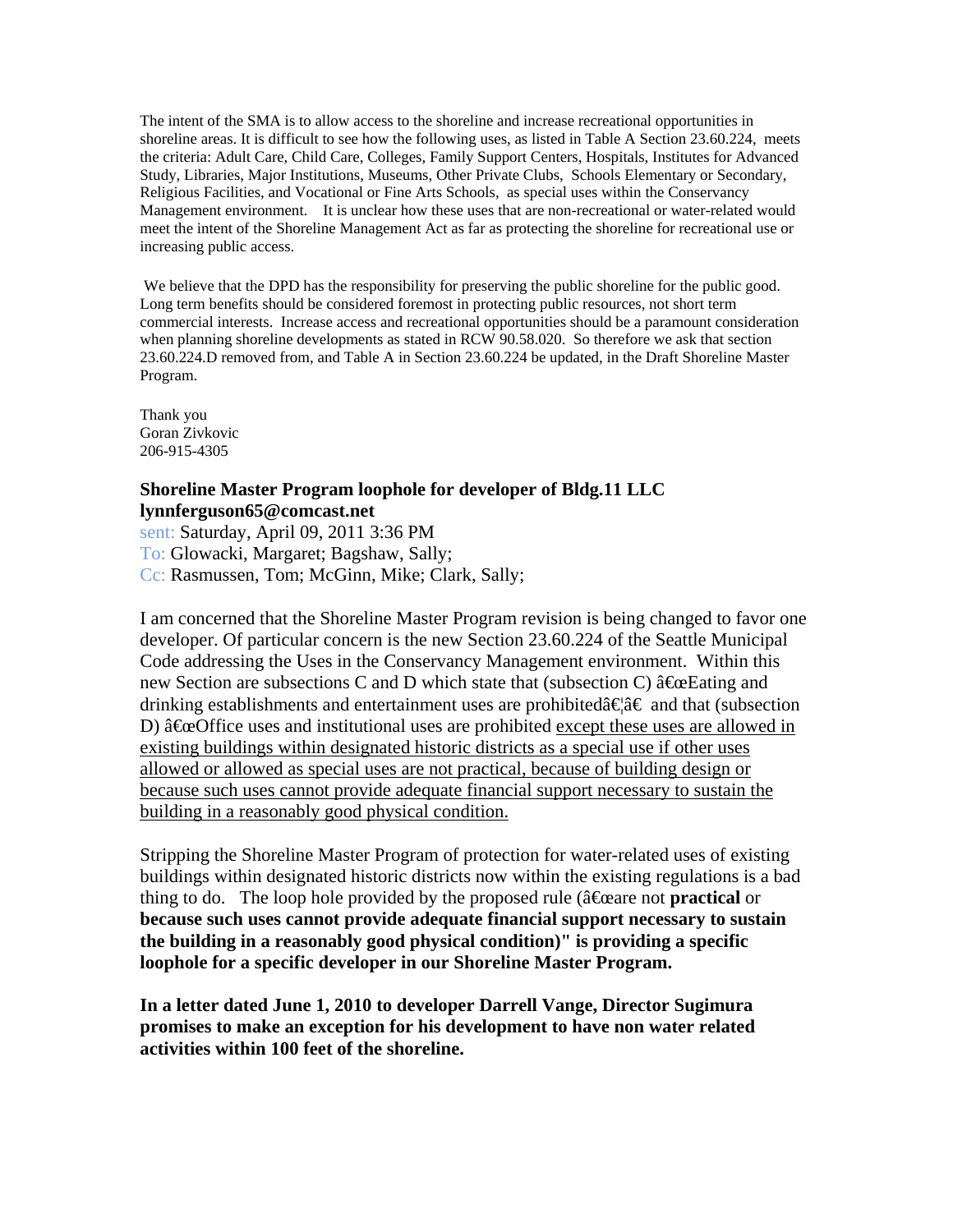The intent of the SMA is to allow access to the shoreline and increase recreational opportunities in shoreline areas. It is difficult to see how the following uses, as listed in Table A Section 23.60.224, meets the criteria: Adult Care, Child Care, Colleges, Family Support Centers, Hospitals, Institutes for Advanced Study, Libraries, Major Institutions, Museums, Other Private Clubs, Schools Elementary or Secondary, Religious Facilities, and Vocational or Fine Arts Schools, as special uses within the Conservancy Management environment. It is unclear how these uses that are non-recreational or water-related would meet the intent of the Shoreline Management Act as far as protecting the shoreline for recreational use or increasing public access.

We believe that the DPD has the responsibility for preserving the public shoreline for the public good. Long term benefits should be considered foremost in protecting public resources, not short term commercial interests. Increase access and recreational opportunities should be a paramount consideration when planning shoreline developments as stated in RCW 90.58.020. So therefore we ask that section 23.60.224.D removed from, and Table A in Section 23.60.224 be updated, in the Draft Shoreline Master Program.

Thank you
Goran Zivkovic
206-915-4305

**Shoreline Master Program loophole for developer of Bldg.11 LLC**
**lynnferguson65@comcast.net**

sent: Saturday, April 09, 2011 3:36 PM
To: Glowacki, Margaret; Bagshaw, Sally;
Cc: Rasmussen, Tom; McGinn, Mike; Clark, Sally;

I am concerned that the Shoreline Master Program revision is being changed to favor one developer. Of particular concern is the new Section 23.60.224 of the Seattle Municipal Code addressing the Uses in the Conservancy Management environment. Within this new Section are subsections C and D which state that (subsection C) â€œEating and drinking establishments and entertainment uses are prohibitedâ€¦â€ and that (subsection D) â€œOffice uses and institutional uses are prohibited <u>except these uses are allowed in existing buildings within designated historic districts as a special use if other uses allowed or allowed as special uses are not practical, because of building design or because such uses cannot provide adequate financial support necessary to sustain the building in a reasonably good physical condition.</u>

Stripping the Shoreline Master Program of protection for water-related uses of existing buildings within designated historic districts now within the existing regulations is a bad thing to do. The loop hole provided by the proposed rule (â€œare not **practical** or **because such uses cannot provide adequate financial support necessary to sustain the building in a reasonably good physical condition)" is providing a specific loophole for a specific developer in our Shoreline Master Program.**

**In a letter dated June 1, 2010 to developer Darrell Vange, Director Sugimura promises to make an exception for his development to have non water related activities within 100 feet of the shoreline.**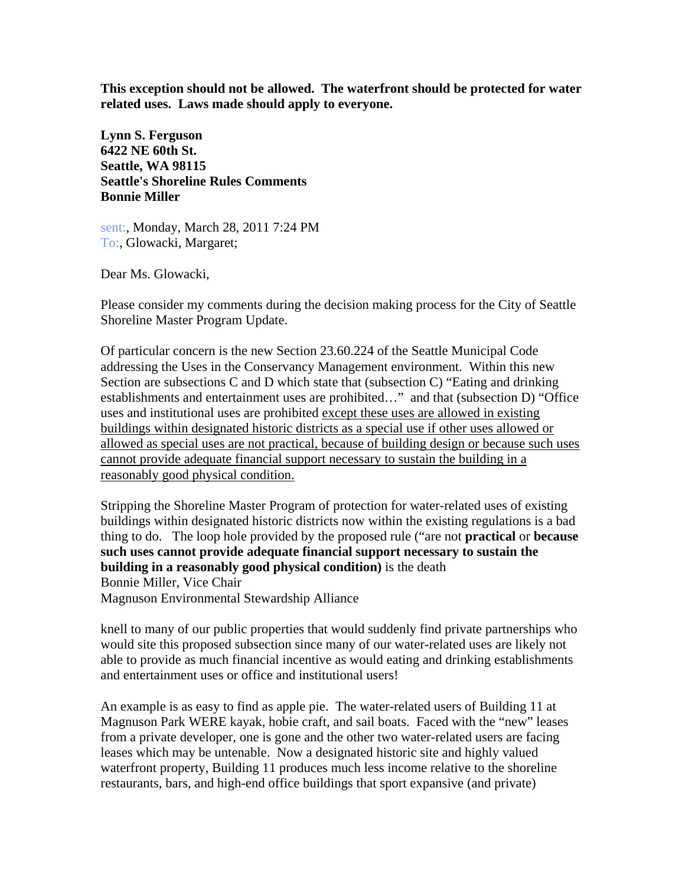**This exception should not be allowed. The waterfront should be protected for water related uses. Laws made should apply to everyone.**

**Lynn S. Ferguson**
**6422 NE 60th St.**
**Seattle, WA 98115**
**Seattle's Shoreline Rules Comments**
**Bonnie Miller**

sent:, Monday, March 28, 2011 7:24 PM
To:, Glowacki, Margaret;

Dear Ms. Glowacki,

Please consider my comments during the decision making process for the City of Seattle Shoreline Master Program Update.

Of particular concern is the new Section 23.60.224 of the Seattle Municipal Code addressing the Uses in the Conservancy Management environment. Within this new Section are subsections C and D which state that (subsection C) "Eating and drinking establishments and entertainment uses are prohibited…" and that (subsection D) "Office uses and institutional uses are prohibited <u>except these uses are allowed in existing buildings within designated historic districts as a special use if other uses allowed or allowed as special uses are not practical, because of building design or because such uses cannot provide adequate financial support necessary to sustain the building in a reasonably good physical condition.</u>

Stripping the Shoreline Master Program of protection for water-related uses of existing buildings within designated historic districts now within the existing regulations is a bad thing to do. The loop hole provided by the proposed rule ("are not **practical** or **because such uses cannot provide adequate financial support necessary to sustain the building in a reasonably good physical condition)** is the death
Bonnie Miller, Vice Chair
Magnuson Environmental Stewardship Alliance

knell to many of our public properties that would suddenly find private partnerships who would site this proposed subsection since many of our water-related uses are likely not able to provide as much financial incentive as would eating and drinking establishments and entertainment uses or office and institutional users!

An example is as easy to find as apple pie. The water-related users of Building 11 at Magnuson Park WERE kayak, hobie craft, and sail boats. Faced with the "new" leases from a private developer, one is gone and the other two water-related users are facing leases which may be untenable. Now a designated historic site and highly valued waterfront property, Building 11 produces much less income relative to the shoreline restaurants, bars, and high-end office buildings that sport expansive (and private)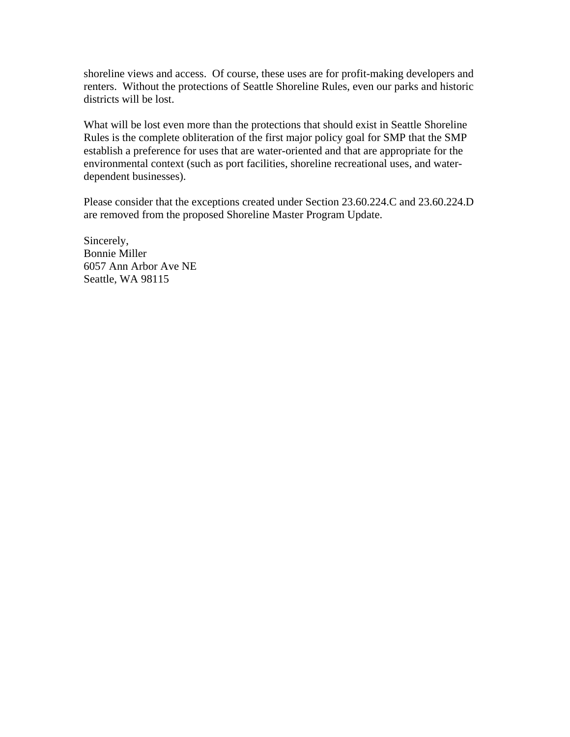shoreline views and access.  Of course, these uses are for profit-making developers and renters.  Without the protections of Seattle Shoreline Rules, even our parks and historic districts will be lost.

What will be lost even more than the protections that should exist in Seattle Shoreline Rules is the complete obliteration of the first major policy goal for SMP that the SMP establish a preference for uses that are water-oriented and that are appropriate for the environmental context (such as port facilities, shoreline recreational uses, and water-dependent businesses).

Please consider that the exceptions created under Section 23.60.224.C and 23.60.224.D are removed from the proposed Shoreline Master Program Update.

Sincerely,
Bonnie Miller
6057 Ann Arbor Ave NE
Seattle, WA 98115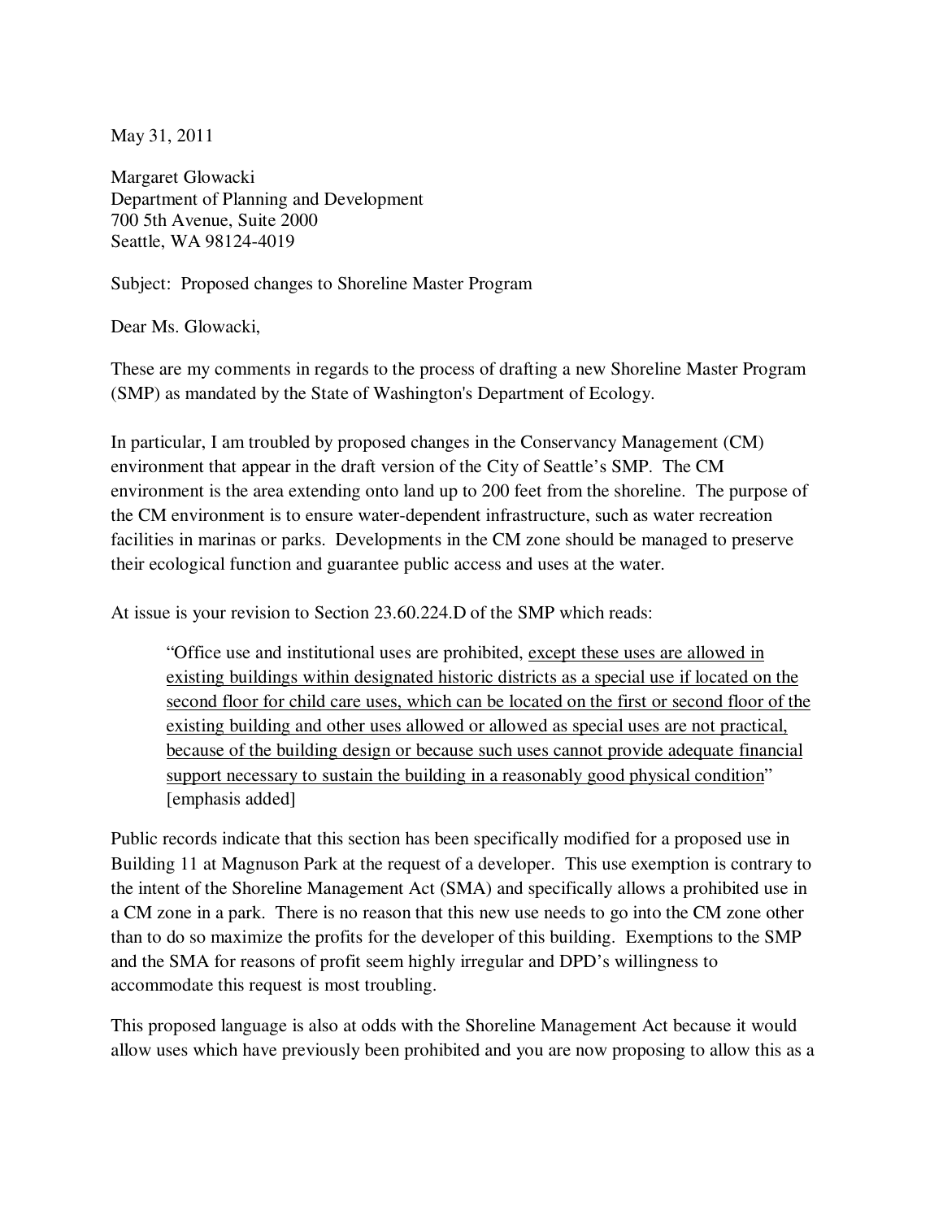May 31, 2011

Margaret Glowacki
Department of Planning and Development
700 5th Avenue, Suite 2000
Seattle, WA 98124-4019

Subject: Proposed changes to Shoreline Master Program

Dear Ms. Glowacki,

These are my comments in regards to the process of drafting a new Shoreline Master Program (SMP) as mandated by the State of Washington's Department of Ecology.

In particular, I am troubled by proposed changes in the Conservancy Management (CM) environment that appear in the draft version of the City of Seattle's SMP. The CM environment is the area extending onto land up to 200 feet from the shoreline. The purpose of the CM environment is to ensure water-dependent infrastructure, such as water recreation facilities in marinas or parks. Developments in the CM zone should be managed to preserve their ecological function and guarantee public access and uses at the water.

At issue is your revision to Section 23.60.224.D of the SMP which reads:

> "Office use and institutional uses are prohibited, <u>except these uses are allowed in existing buildings within designated historic districts as a special use if located on the second floor for child care uses, which can be located on the first or second floor of the existing building and other uses allowed or allowed as special uses are not practical, because of the building design or because such uses cannot provide adequate financial support necessary to sustain the building in a reasonably good physical condition</u>" [emphasis added]

Public records indicate that this section has been specifically modified for a proposed use in Building 11 at Magnuson Park at the request of a developer. This use exemption is contrary to the intent of the Shoreline Management Act (SMA) and specifically allows a prohibited use in a CM zone in a park. There is no reason that this new use needs to go into the CM zone other than to do so maximize the profits for the developer of this building. Exemptions to the SMP and the SMA for reasons of profit seem highly irregular and DPD's willingness to accommodate this request is most troubling.

This proposed language is also at odds with the Shoreline Management Act because it would allow uses which have previously been prohibited and you are now proposing to allow this as a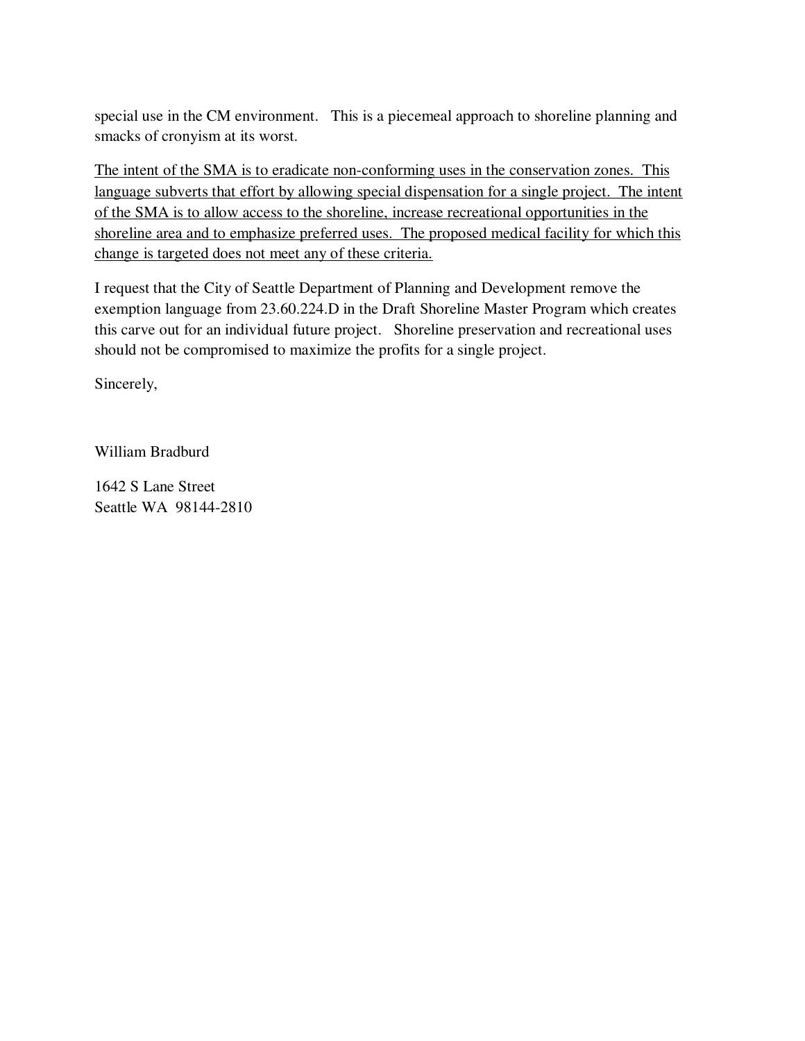special use in the CM environment. This is a piecemeal approach to shoreline planning and smacks of cronyism at its worst.

<u>The intent of the SMA is to eradicate non-conforming uses in the conservation zones. This language subverts that effort by allowing special dispensation for a single project. The intent of the SMA is to allow access to the shoreline, increase recreational opportunities in the shoreline area and to emphasize preferred uses. The proposed medical facility for which this change is targeted does not meet any of these criteria.</u>

I request that the City of Seattle Department of Planning and Development remove the exemption language from 23.60.224.D in the Draft Shoreline Master Program which creates this carve out for an individual future project. Shoreline preservation and recreational uses should not be compromised to maximize the profits for a single project.

Sincerely,

William Bradburd

1642 S Lane Street
Seattle WA 98144-2810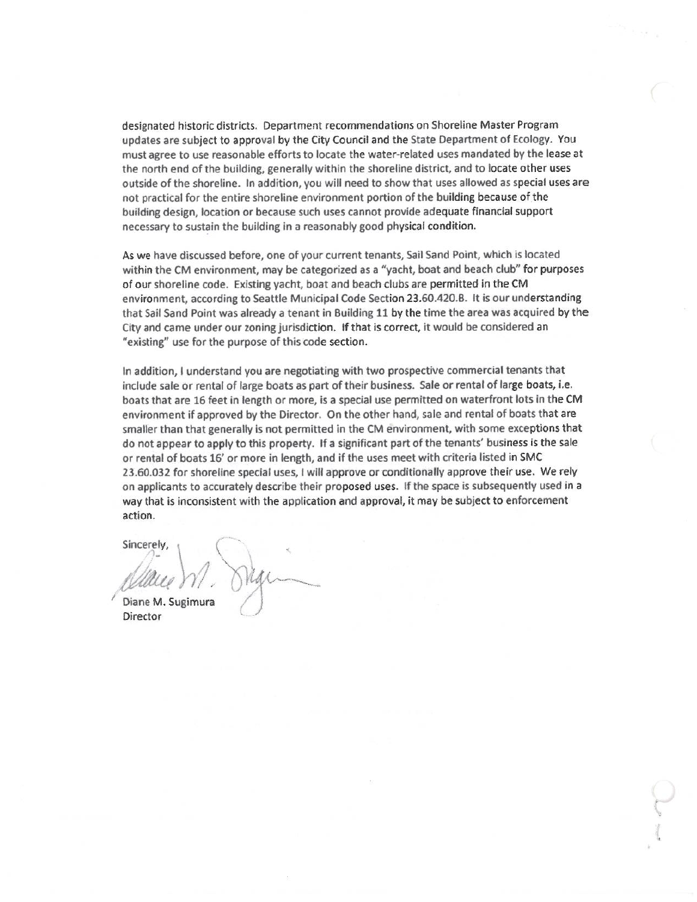designated historic districts. Department recommendations on Shoreline Master Program updates are subject to approval by the City Council and the State Department of Ecology. You must agree to use reasonable efforts to locate the water-related uses mandated by the lease at the north end of the building, generally within the shoreline district, and to locate other uses outside of the shoreline. In addition, you will need to show that uses allowed as special uses are not practical for the entire shoreline environment portion of the building because of the building design, location or because such uses cannot provide adequate financial support necessary to sustain the building in a reasonably good physical condition.

As we have discussed before, one of your current tenants, Sail Sand Point, which is located within the CM environment, may be categorized as a "yacht, boat and beach club" for purposes of our shoreline code. Existing yacht, boat and beach clubs are permitted in the CM environment, according to Seattle Municipal Code Section 23.60.420.B. It is our understanding that Sail Sand Point was already a tenant in Building 11 by the time the area was acquired by the City and came under our zoning jurisdiction. If that is correct, it would be considered an "existing" use for the purpose of this code section.

In addition, I understand you are negotiating with two prospective commercial tenants that include sale or rental of large boats as part of their business. Sale or rental of large boats, i.e. boats that are 16 feet in length or more, is a special use permitted on waterfront lots in the CM environment if approved by the Director. On the other hand, sale and rental of boats that are smaller than that generally is not permitted in the CM environment, with some exceptions that do not appear to apply to this property. If a significant part of the tenants' business is the sale or rental of boats 16' or more in length, and if the uses meet with criteria listed in SMC 23.60.032 for shoreline special uses, I will approve or conditionally approve their use. We rely on applicants to accurately describe their proposed uses. If the space is subsequently used in a way that is inconsistent with the application and approval, it may be subject to enforcement action.

Sincerely,

Diane M. Sugimura
Director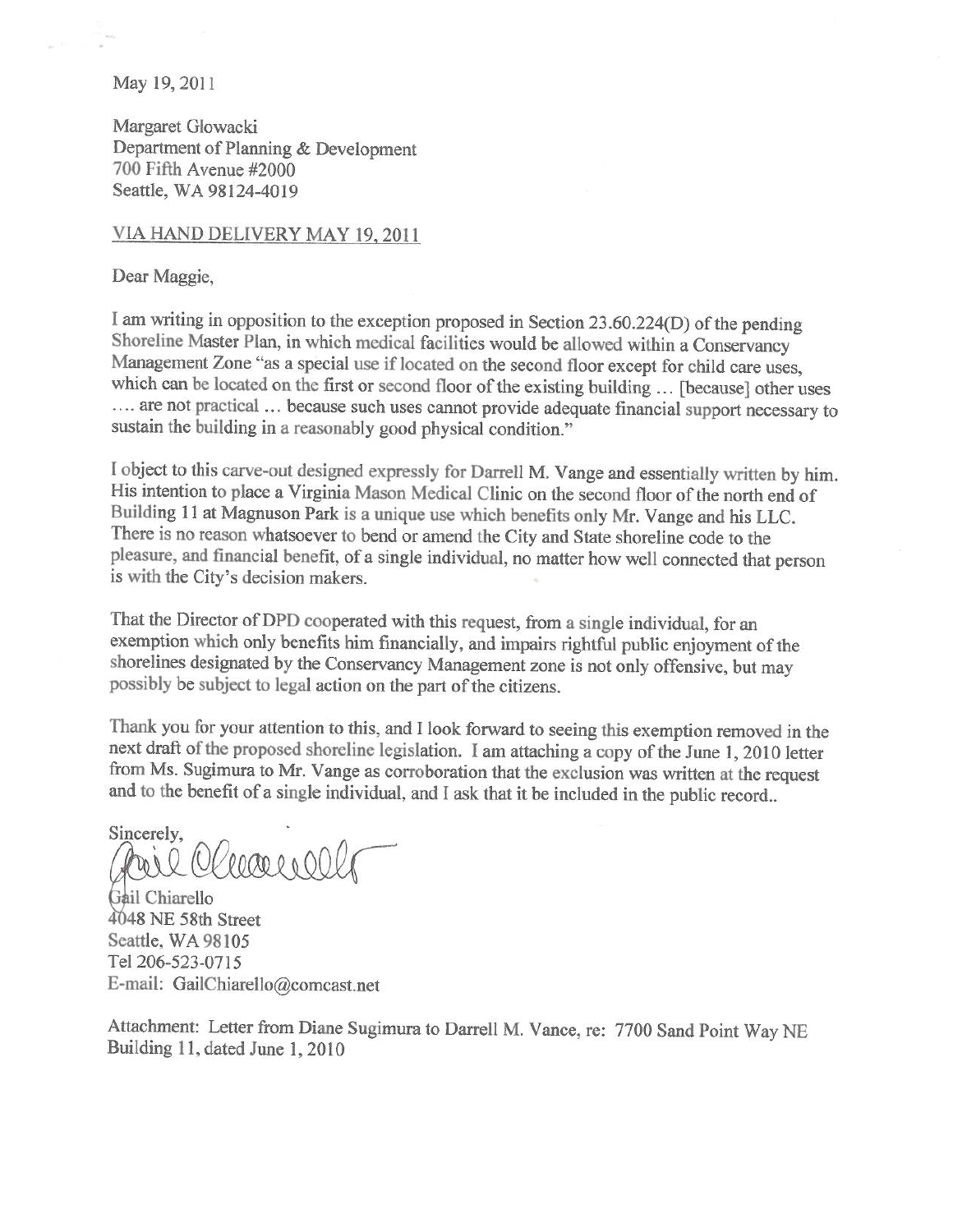May 19, 2011

Margaret Glowacki
Department of Planning & Development
700 Fifth Avenue #2000
Seattle, WA 98124-4019

VIA HAND DELIVERY MAY 19, 2011

Dear Maggie,

I am writing in opposition to the exception proposed in Section 23.60.224(D) of the pending Shoreline Master Plan, in which medical facilities would be allowed within a Conservancy Management Zone "as a special use if located on the second floor except for child care uses, which can be located on the first or second floor of the existing building … [because] other uses …. are not practical … because such uses cannot provide adequate financial support necessary to sustain the building in a reasonably good physical condition."

I object to this carve-out designed expressly for Darrell M. Vange and essentially written by him. His intention to place a Virginia Mason Medical Clinic on the second floor of the north end of Building 11 at Magnuson Park is a unique use which benefits only Mr. Vange and his LLC. There is no reason whatsoever to bend or amend the City and State shoreline code to the pleasure, and financial benefit, of a single individual, no matter how well connected that person is with the City's decision makers.

That the Director of DPD cooperated with this request, from a single individual, for an exemption which only benefits him financially, and impairs rightful public enjoyment of the shorelines designated by the Conservancy Management zone is not only offensive, but may possibly be subject to legal action on the part of the citizens.

Thank you for your attention to this, and I look forward to seeing this exemption removed in the next draft of the proposed shoreline legislation. I am attaching a copy of the June 1, 2010 letter from Ms. Sugimura to Mr. Vange as corroboration that the exclusion was written at the request and to the benefit of a single individual, and I ask that it be included in the public record..

Sincerely,

Gail Chiarello
4048 NE 58th Street
Seattle, WA 98105
Tel 206-523-0715
E-mail: GailChiarello@comcast.net

Attachment: Letter from Diane Sugimura to Darrell M. Vance, re: 7700 Sand Point Way NE Building 11, dated June 1, 2010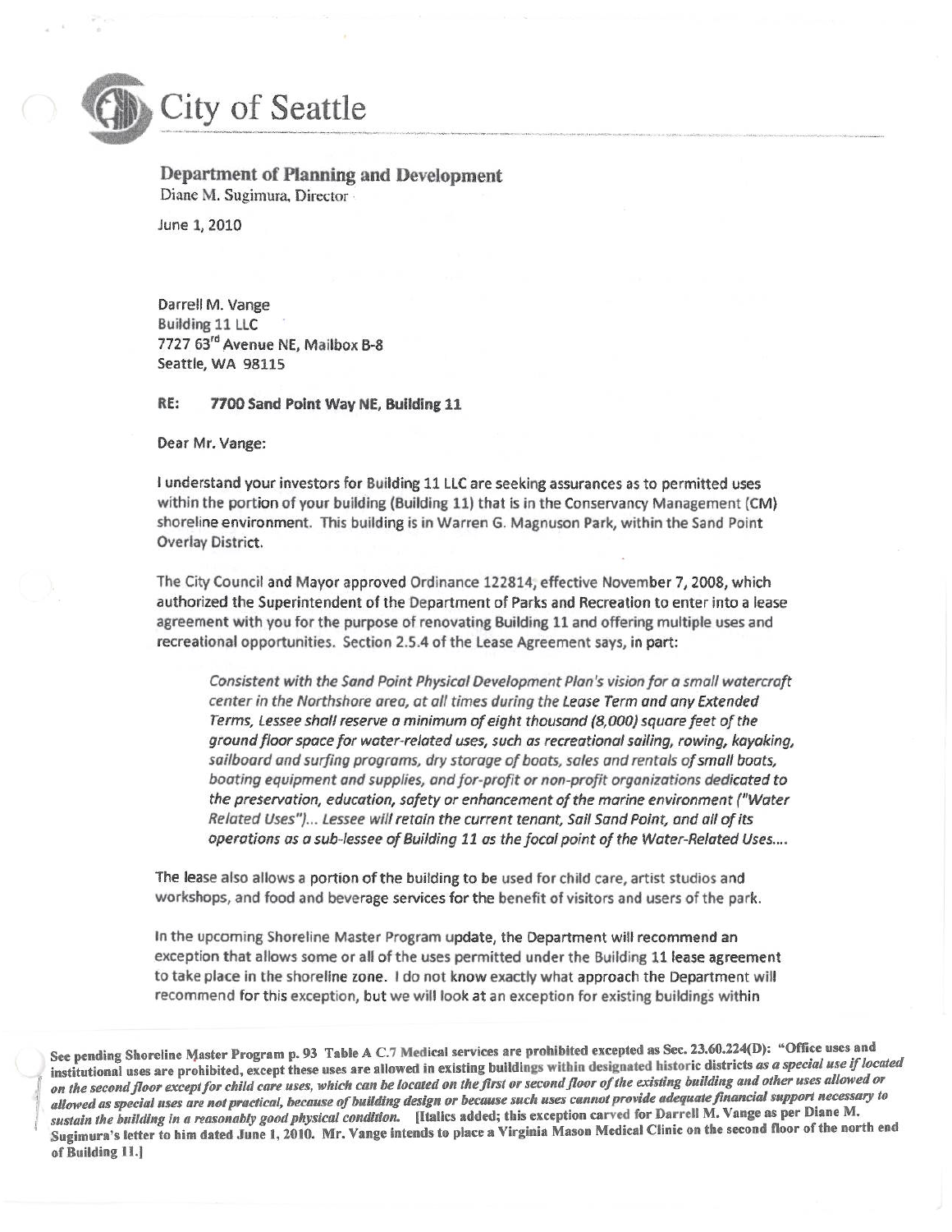# City of Seattle

**Department of Planning and Development**
Diane M. Sugimura, Director

June 1, 2010

Darrell M. Vange
Building 11 LLC
7727 63rd Avenue NE, Mailbox B-8
Seattle, WA 98115

**RE: 7700 Sand Point Way NE, Building 11**

Dear Mr. Vange:

I understand your investors for Building 11 LLC are seeking assurances as to permitted uses within the portion of your building (Building 11) that is in the Conservancy Management (CM) shoreline environment. This building is in Warren G. Magnuson Park, within the Sand Point Overlay District.

The City Council and Mayor approved Ordinance 122814, effective November 7, 2008, which authorized the Superintendent of the Department of Parks and Recreation to enter into a lease agreement with you for the purpose of renovating Building 11 and offering multiple uses and recreational opportunities. Section 2.5.4 of the Lease Agreement says, in part:

> *Consistent with the Sand Point Physical Development Plan's vision for a small watercraft center in the Northshore area, at all times during the Lease Term and any Extended Terms, Lessee shall reserve a minimum of eight thousand (8,000) square feet of the ground floor space for water-related uses, such as recreational sailing, rowing, kayaking, sailboard and surfing programs, dry storage of boats, sales and rentals of small boats, boating equipment and supplies, and for-profit or non-profit organizations dedicated to the preservation, education, safety or enhancement of the marine environment ("Water Related Uses")... Lessee will retain the current tenant, Sail Sand Point, and all of its operations as a sub-lessee of Building 11 as the focal point of the Water-Related Uses....*

The lease also allows a portion of the building to be used for child care, artist studios and workshops, and food and beverage services for the benefit of visitors and users of the park.

In the upcoming Shoreline Master Program update, the Department will recommend an exception that allows some or all of the uses permitted under the Building 11 lease agreement to take place in the shoreline zone. I do not know exactly what approach the Department will recommend for this exception, but we will look at an exception for existing buildings within

**See pending Shoreline Master Program p. 93 Table A C.7 Medical services are prohibited excepted as Sec. 23.60.224(D): "Office uses and institutional uses are prohibited, except these uses are allowed in existing buildings within designated historic districts *as a special use if located on the second floor except for child care uses, which can be located on the first or second floor of the existing building and other uses allowed or allowed as special uses are not practical, because of building design or because such uses cannot provide adequate financial support necessary to sustain the building in a reasonably good physical condition.* [Italics added; this exception carved for Darrell M. Vange as per Diane M. Sugimura's letter to him dated June 1, 2010. Mr. Vange intends to place a Virginia Mason Medical Clinic on the second floor of the north end of Building 11.]**